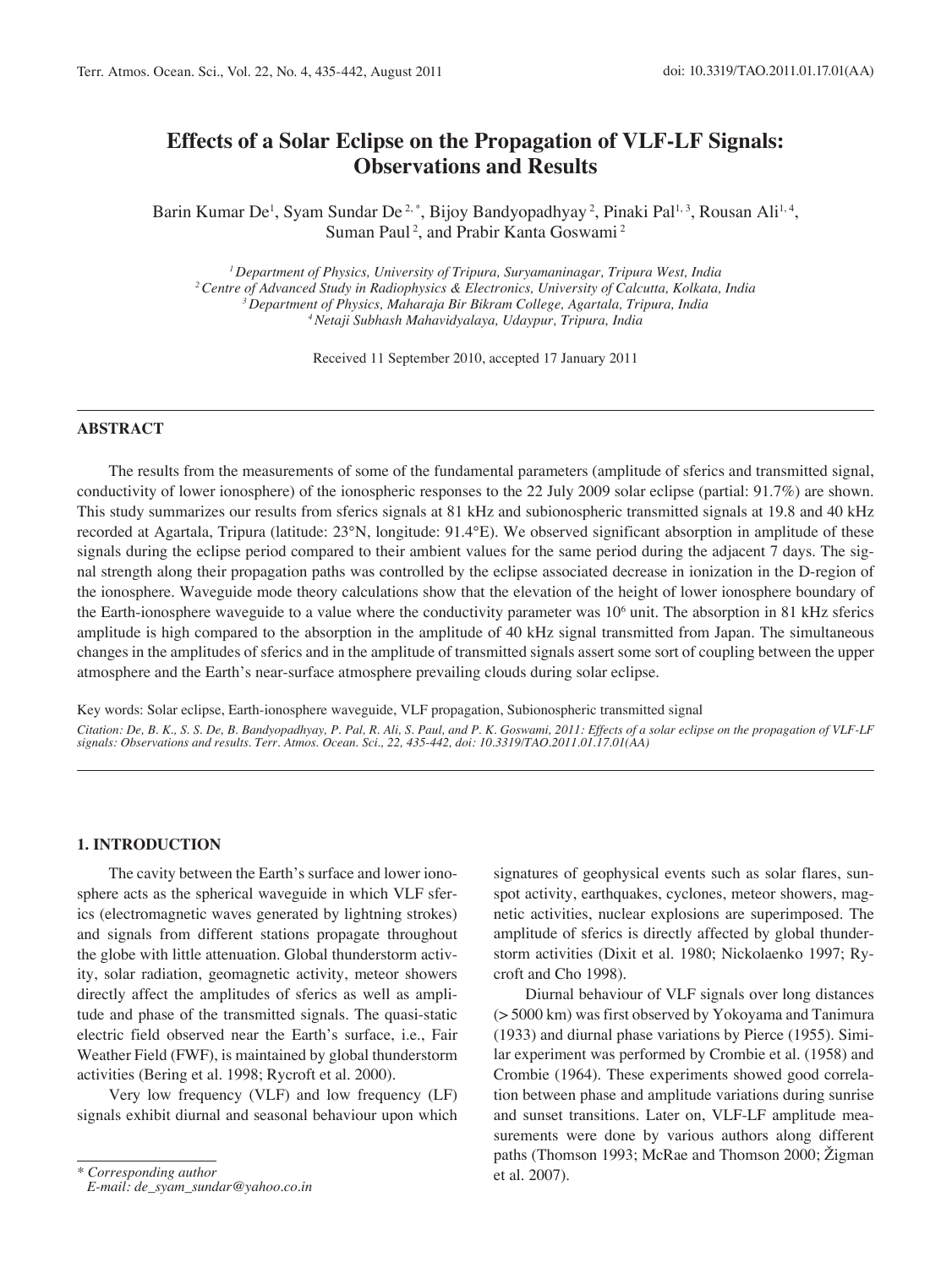# Effects of a Solar Eclipse on the Propagation of VLF-LF Signals: Observations and Results

Barin Kumar De[1], Syam Sundar De[2,*], Bijoy Bandyopadhyay[2], Pinaki Pal[1,3], Rousan Ali[1,4], Suman Paul[2], and Prabir Kanta Goswami[2]

[1] *Department of Physics, University of Tripura, Suryamaninagar, Tripura West, India*
[2] *Centre of Advanced Study in Radiophysics & Electronics, University of Calcutta, Kolkata, India*
[3] *Department of Physics, Maharaja Bir Bikram College, Agartala, Tripura, India*
[4] *Netaji Subhash Mahavidyalaya, Udaypur, Tripura, India*

Received 11 September 2010, accepted 17 January 2011

## ABSTRACT

The results from the measurements of some of the fundamental parameters (amplitude of sferics and transmitted signal, conductivity of lower ionosphere) of the ionospheric responses to the 22 July 2009 solar eclipse (partial: 91.7%) are shown. This study summarizes our results from sferics signals at 81 kHz and subionospheric transmitted signals at 19.8 and 40 kHz recorded at Agartala, Tripura (latitude: 23°N, longitude: 91.4°E). We observed significant absorption in amplitude of these signals during the eclipse period compared to their ambient values for the same period during the adjacent 7 days. The signal strength along their propagation paths was controlled by the eclipse associated decrease in ionization in the D-region of the ionosphere. Waveguide mode theory calculations show that the elevation of the height of lower ionosphere boundary of the Earth-ionosphere waveguide to a value where the conductivity parameter was $10^6$ unit. The absorption in 81 kHz sferics amplitude is high compared to the absorption in the amplitude of 40 kHz signal transmitted from Japan. The simultaneous changes in the amplitudes of sferics and in the amplitude of transmitted signals assert some sort of coupling between the upper atmosphere and the Earth's near-surface atmosphere prevailing clouds during solar eclipse.

Key words: Solar eclipse, Earth-ionosphere waveguide, VLF propagation, Subionospheric transmitted signal

*Citation: De, B. K., S. S. De, B. Bandyopadhyay, P. Pal, R. Ali, S. Paul, and P. K. Goswami, 2011: Effects of a solar eclipse on the propagation of VLF-LF signals: Observations and results. Terr. Atmos. Ocean. Sci., 22, 435-442, doi: 10.3319/TAO.2011.01.17.01(AA)*

## 1. INTRODUCTION

The cavity between the Earth's surface and lower ionosphere acts as the spherical waveguide in which VLF sferics (electromagnetic waves generated by lightning strokes) and signals from different stations propagate throughout the globe with little attenuation. Global thunderstorm activity, solar radiation, geomagnetic activity, meteor showers directly affect the amplitudes of sferics as well as amplitude and phase of the transmitted signals. The quasi-static electric field observed near the Earth's surface, i.e., Fair Weather Field (FWF), is maintained by global thunderstorm activities (Bering et al. 1998; Rycroft et al. 2000).

Very low frequency (VLF) and low frequency (LF) signals exhibit diurnal and seasonal behaviour upon which signatures of geophysical events such as solar flares, sunspot activity, earthquakes, cyclones, meteor showers, magnetic activities, nuclear explosions are superimposed. The amplitude of sferics is directly affected by global thunderstorm activities (Dixit et al. 1980; Nickolaenko 1997; Rycroft and Cho 1998).

Diurnal behaviour of VLF signals over long distances (> 5000 km) was first observed by Yokoyama and Tanimura (1933) and diurnal phase variations by Pierce (1955). Similar experiment was performed by Crombie et al. (1958) and Crombie (1964). These experiments showed good correlation between phase and amplitude variations during sunrise and sunset transitions. Later on, VLF-LF amplitude measurements were done by various authors along different paths (Thomson 1993; McRae and Thomson 2000; Žigman et al. 2007).

\* *Corresponding author*
*E-mail: de_syam_sundar@yahoo.co.in*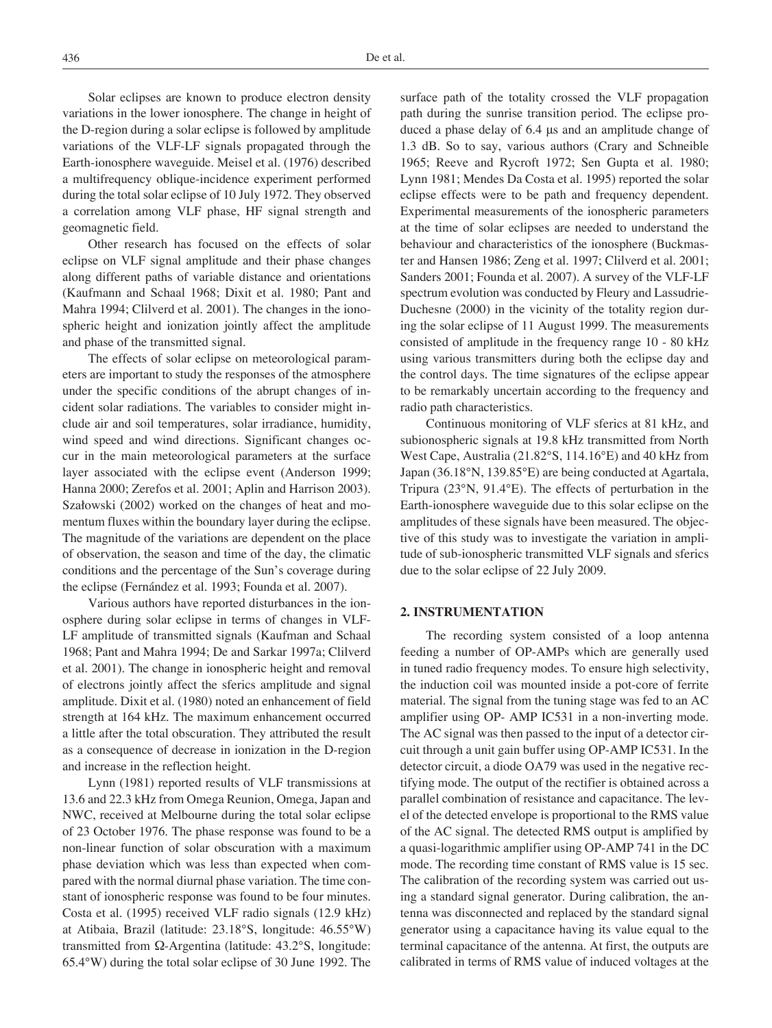Solar eclipses are known to produce electron density variations in the lower ionosphere. The change in height of the D-region during a solar eclipse is followed by amplitude variations of the VLF-LF signals propagated through the Earth-ionosphere waveguide. Meisel et al. (1976) described a multifrequency oblique-incidence experiment performed during the total solar eclipse of 10 July 1972. They observed a correlation among VLF phase, HF signal strength and geomagnetic field.

Other research has focused on the effects of solar eclipse on VLF signal amplitude and their phase changes along different paths of variable distance and orientations (Kaufmann and Schaal 1968; Dixit et al. 1980; Pant and Mahra 1994; Clilverd et al. 2001). The changes in the ionospheric height and ionization jointly affect the amplitude and phase of the transmitted signal.

The effects of solar eclipse on meteorological parameters are important to study the responses of the atmosphere under the specific conditions of the abrupt changes of incident solar radiations. The variables to consider might include air and soil temperatures, solar irradiance, humidity, wind speed and wind directions. Significant changes occur in the main meteorological parameters at the surface layer associated with the eclipse event (Anderson 1999; Hanna 2000; Zerefos et al. 2001; Aplin and Harrison 2003). Szałowski (2002) worked on the changes of heat and momentum fluxes within the boundary layer during the eclipse. The magnitude of the variations are dependent on the place of observation, the season and time of the day, the climatic conditions and the percentage of the Sun's coverage during the eclipse (Fernández et al. 1993; Founda et al. 2007).

Various authors have reported disturbances in the ionosphere during solar eclipse in terms of changes in VLF-LF amplitude of transmitted signals (Kaufman and Schaal 1968; Pant and Mahra 1994; De and Sarkar 1997a; Clilverd et al. 2001). The change in ionospheric height and removal of electrons jointly affect the sferics amplitude and signal amplitude. Dixit et al. (1980) noted an enhancement of field strength at 164 kHz. The maximum enhancement occurred a little after the total obscuration. They attributed the result as a consequence of decrease in ionization in the D-region and increase in the reflection height.

Lynn (1981) reported results of VLF transmissions at 13.6 and 22.3 kHz from Omega Reunion, Omega, Japan and NWC, received at Melbourne during the total solar eclipse of 23 October 1976. The phase response was found to be a non-linear function of solar obscuration with a maximum phase deviation which was less than expected when compared with the normal diurnal phase variation. The time constant of ionospheric response was found to be four minutes. Costa et al. (1995) received VLF radio signals (12.9 kHz) at Atibaia, Brazil (latitude: 23.18°S, longitude: 46.55°W) transmitted from Ω-Argentina (latitude: 43.2°S, longitude: 65.4°W) during the total solar eclipse of 30 June 1992. The surface path of the totality crossed the VLF propagation path during the sunrise transition period. The eclipse produced a phase delay of 6.4 μs and an amplitude change of 1.3 dB. So to say, various authors (Crary and Schneible 1965; Reeve and Rycroft 1972; Sen Gupta et al. 1980; Lynn 1981; Mendes Da Costa et al. 1995) reported the solar eclipse effects were to be path and frequency dependent. Experimental measurements of the ionospheric parameters at the time of solar eclipses are needed to understand the behaviour and characteristics of the ionosphere (Buckmaster and Hansen 1986; Zeng et al. 1997; Clilverd et al. 2001; Sanders 2001; Founda et al. 2007). A survey of the VLF-LF spectrum evolution was conducted by Fleury and Lassudrie-Duchesne (2000) in the vicinity of the totality region during the solar eclipse of 11 August 1999. The measurements consisted of amplitude in the frequency range 10 - 80 kHz using various transmitters during both the eclipse day and the control days. The time signatures of the eclipse appear to be remarkably uncertain according to the frequency and radio path characteristics.

Continuous monitoring of VLF sferics at 81 kHz, and subionospheric signals at 19.8 kHz transmitted from North West Cape, Australia (21.82°S, 114.16°E) and 40 kHz from Japan (36.18°N, 139.85°E) are being conducted at Agartala, Tripura (23°N, 91.4°E). The effects of perturbation in the Earth-ionosphere waveguide due to this solar eclipse on the amplitudes of these signals have been measured. The objective of this study was to investigate the variation in amplitude of sub-ionospheric transmitted VLF signals and sferics due to the solar eclipse of 22 July 2009.

## 2. INSTRUMENTATION

The recording system consisted of a loop antenna feeding a number of OP-AMPs which are generally used in tuned radio frequency modes. To ensure high selectivity, the induction coil was mounted inside a pot-core of ferrite material. The signal from the tuning stage was fed to an AC amplifier using OP- AMP IC531 in a non-inverting mode. The AC signal was then passed to the input of a detector circuit through a unit gain buffer using OP-AMP IC531. In the detector circuit, a diode OA79 was used in the negative rectifying mode. The output of the rectifier is obtained across a parallel combination of resistance and capacitance. The level of the detected envelope is proportional to the RMS value of the AC signal. The detected RMS output is amplified by a quasi-logarithmic amplifier using OP-AMP 741 in the DC mode. The recording time constant of RMS value is 15 sec. The calibration of the recording system was carried out using a standard signal generator. During calibration, the antenna was disconnected and replaced by the standard signal generator using a capacitance having its value equal to the terminal capacitance of the antenna. At first, the outputs are calibrated in terms of RMS value of induced voltages at the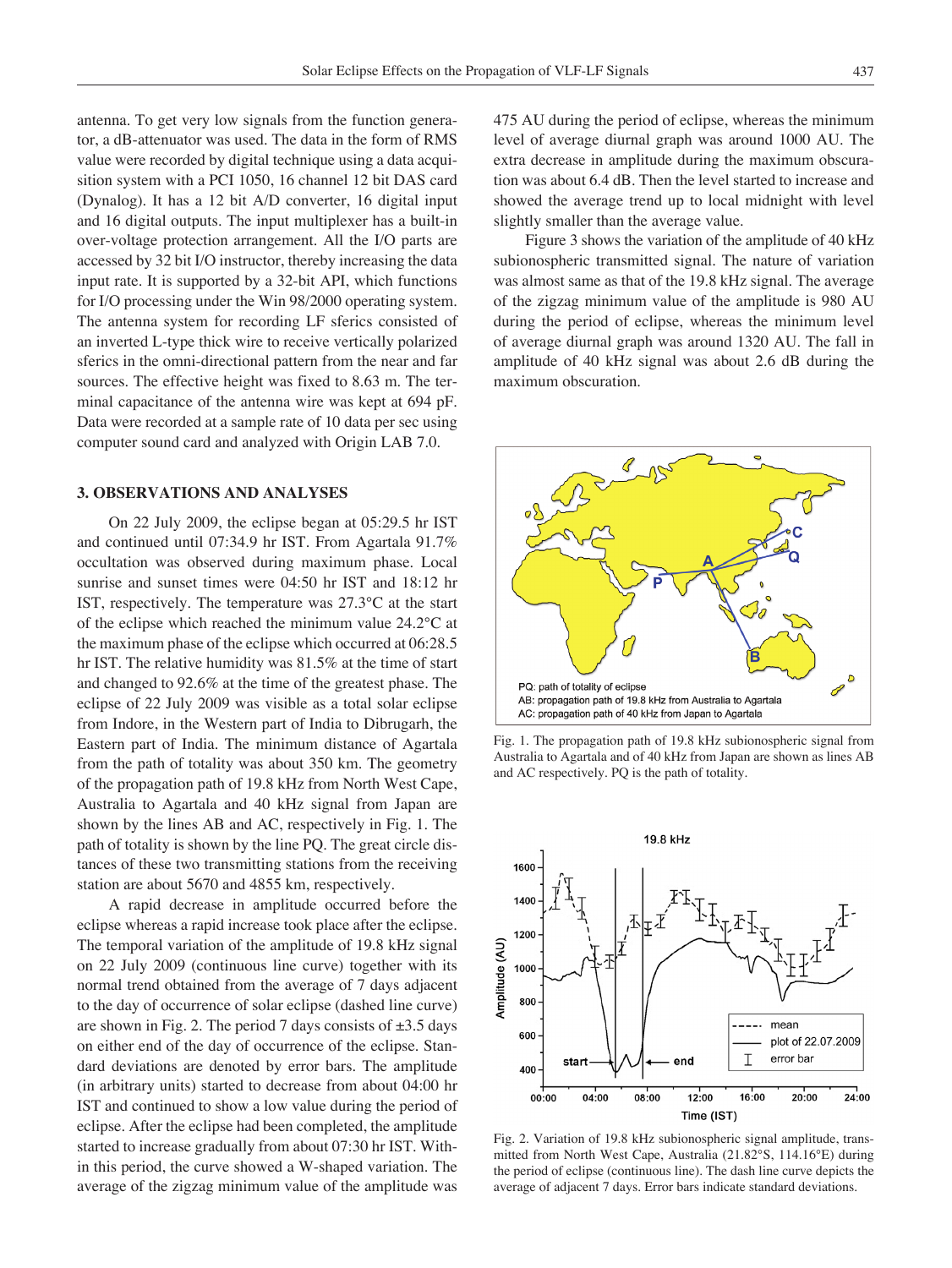antenna. To get very low signals from the function generator, a dB-attenuator was used. The data in the form of RMS value were recorded by digital technique using a data acquisition system with a PCI 1050, 16 channel 12 bit DAS card (Dynalog). It has a 12 bit A/D converter, 16 digital input and 16 digital outputs. The input multiplexer has a built-in over-voltage protection arrangement. All the I/O parts are accessed by 32 bit I/O instructor, thereby increasing the data input rate. It is supported by a 32-bit API, which functions for I/O processing under the Win 98/2000 operating system. The antenna system for recording LF sferics consisted of an inverted L-type thick wire to receive vertically polarized sferics in the omni-directional pattern from the near and far sources. The effective height was fixed to 8.63 m. The terminal capacitance of the antenna wire was kept at 694 pF. Data were recorded at a sample rate of 10 data per sec using computer sound card and analyzed with Origin LAB 7.0.

## 3. OBSERVATIONS AND ANALYSES

On 22 July 2009, the eclipse began at 05:29.5 hr IST and continued until 07:34.9 hr IST. From Agartala 91.7% occultation was observed during maximum phase. Local sunrise and sunset times were 04:50 hr IST and 18:12 hr IST, respectively. The temperature was 27.3°C at the start of the eclipse which reached the minimum value 24.2°C at the maximum phase of the eclipse which occurred at 06:28.5 hr IST. The relative humidity was 81.5% at the time of start and changed to 92.6% at the time of the greatest phase. The eclipse of 22 July 2009 was visible as a total solar eclipse from Indore, in the Western part of India to Dibrugarh, the Eastern part of India. The minimum distance of Agartala from the path of totality was about 350 km. The geometry of the propagation path of 19.8 kHz from North West Cape, Australia to Agartala and 40 kHz signal from Japan are shown by the lines AB and AC, respectively in Fig. 1. The path of totality is shown by the line PQ. The great circle distances of these two transmitting stations from the receiving station are about 5670 and 4855 km, respectively.

A rapid decrease in amplitude occurred before the eclipse whereas a rapid increase took place after the eclipse. The temporal variation of the amplitude of 19.8 kHz signal on 22 July 2009 (continuous line curve) together with its normal trend obtained from the average of 7 days adjacent to the day of occurrence of solar eclipse (dashed line curve) are shown in Fig. 2. The period 7 days consists of ±3.5 days on either end of the day of occurrence of the eclipse. Standard deviations are denoted by error bars. The amplitude (in arbitrary units) started to decrease from about 04:00 hr IST and continued to show a low value during the period of eclipse. After the eclipse had been completed, the amplitude started to increase gradually from about 07:30 hr IST. Within this period, the curve showed a W-shaped variation. The average of the zigzag minimum value of the amplitude was 475 AU during the period of eclipse, whereas the minimum level of average diurnal graph was around 1000 AU. The extra decrease in amplitude during the maximum obscuration was about 6.4 dB. Then the level started to increase and showed the average trend up to local midnight with level slightly smaller than the average value.

Figure 3 shows the variation of the amplitude of 40 kHz subionospheric transmitted signal. The nature of variation was almost same as that of the 19.8 kHz signal. The average of the zigzag minimum value of the amplitude is 980 AU during the period of eclipse, whereas the minimum level of average diurnal graph was around 1320 AU. The fall in amplitude of 40 kHz signal was about 2.6 dB during the maximum obscuration.

Fig. 1. The propagation path of 19.8 kHz subionospheric signal from Australia to Agartala and of 40 kHz from Japan are shown as lines AB and AC respectively. PQ is the path of totality.

Fig. 2. Variation of 19.8 kHz subionospheric signal amplitude, transmitted from North West Cape, Australia (21.82°S, 114.16°E) during the period of eclipse (continuous line). The dash line curve depicts the average of adjacent 7 days. Error bars indicate standard deviations.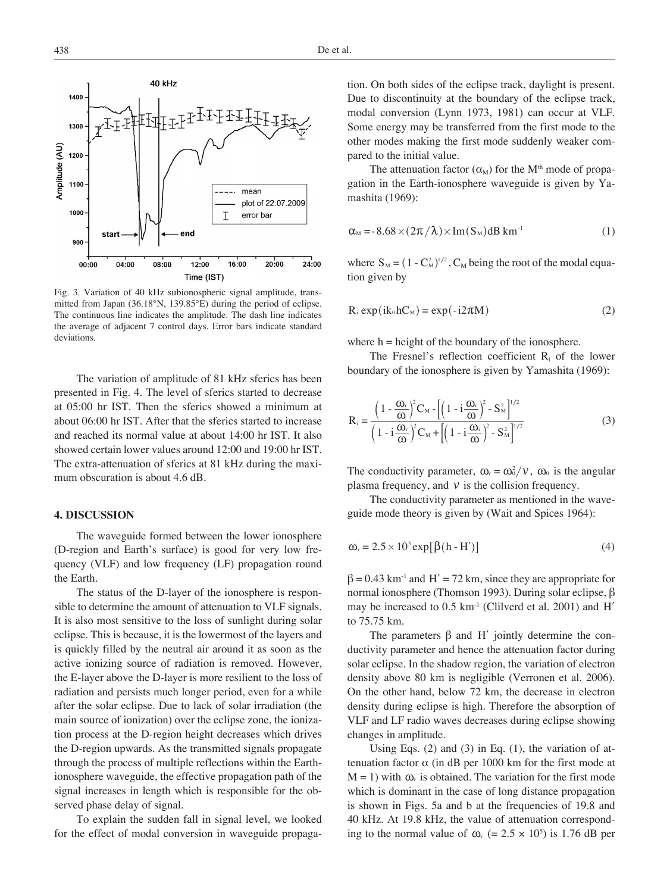Fig. 3. Variation of 40 kHz subionospheric signal amplitude, transmitted from Japan (36.18°N, 139.85°E) during the period of eclipse. The continuous line indicates the amplitude. The dash line indicates the average of adjacent 7 control days. Error bars indicate standard deviations.

The variation of amplitude of 81 kHz sferics has been presented in Fig. 4. The level of sferics started to decrease at 05:00 hr IST. Then the sferics showed a minimum at about 06:00 hr IST. After that the sferics started to increase and reached its normal value at about 14:00 hr IST. It also showed certain lower values around 12:00 and 19:00 hr IST. The extra-attenuation of sferics at 81 kHz during the maximum obscuration is about 4.6 dB.

## 4. DISCUSSION

The waveguide formed between the lower ionosphere (D-region and Earth's surface) is good for very low frequency (VLF) and low frequency (LF) propagation round the Earth.

The status of the D-layer of the ionosphere is responsible to determine the amount of attenuation to VLF signals. It is also most sensitive to the loss of sunlight during solar eclipse. This is because, it is the lowermost of the layers and is quickly filled by the neutral air around it as soon as the active ionizing source of radiation is removed. However, the E-layer above the D-layer is more resilient to the loss of radiation and persists much longer period, even for a while after the solar eclipse. Due to lack of solar irradiation (the main source of ionization) over the eclipse zone, the ionization process at the D-region height decreases which drives the D-region upwards. As the transmitted signals propagate through the process of multiple reflections within the Earth-ionosphere waveguide, the effective propagation path of the signal increases in length which is responsible for the observed phase delay of signal.

To explain the sudden fall in signal level, we looked for the effect of modal conversion in waveguide propagation. On both sides of the eclipse track, daylight is present. Due to discontinuity at the boundary of the eclipse track, modal conversion (Lynn 1973, 1981) can occur at VLF. Some energy may be transferred from the first mode to the other modes making the first mode suddenly weaker compared to the initial value.

The attenuation factor ($\alpha_M$) for the $M^{th}$ mode of propagation in the Earth-ionosphere waveguide is given by Yamashita (1969):

$$\alpha_M = -8.68 \times (2\pi/\lambda) \times \mathrm{Im}(S_M) \mathrm{dB\ km^{-1}} \tag{1}$$

where $S_M = (1 - C_M^2)^{1/2}$, $C_M$ being the root of the modal equation given by

$$R_i \exp(ik_0 h C_M) = \exp(-i2\pi M) \tag{2}$$

where h = height of the boundary of the ionosphere.

The Fresnel's reflection coefficient $R_i$ of the lower boundary of the ionosphere is given by Yamashita (1969):

$$R_i = \frac{\left(1 - \frac{\omega_r}{\omega}\right)^2 C_M - \left[\left(1 - i\frac{\omega_r}{\omega}\right)^2 - S_M^2\right]^{1/2}}{\left(1 - i\frac{\omega_r}{\omega}\right)^2 C_M + \left[\left(1 - i\frac{\omega_r}{\omega}\right)^2 - S_M^2\right]^{1/2}} \tag{3}$$

The conductivity parameter, $\omega_r = \omega_0^2/\nu$, $\omega_0$ is the angular plasma frequency, and $\nu$ is the collision frequency.

The conductivity parameter as mentioned in the waveguide mode theory is given by (Wait and Spices 1964):

$$\omega_r = 2.5 \times 10^5 \exp[\beta(h - H')] \tag{4}$$

$\beta = 0.43\ \mathrm{km^{-1}}$ and $H' = 72$ km, since they are appropriate for normal ionosphere (Thomson 1993). During solar eclipse, $\beta$ may be increased to $0.5\ \mathrm{km^{-1}}$ (Clilverd et al. 2001) and $H'$ to 75.75 km.

The parameters $\beta$ and $H'$ jointly determine the conductivity parameter and hence the attenuation factor during solar eclipse. In the shadow region, the variation of electron density above 80 km is negligible (Verronen et al. 2006). On the other hand, below 72 km, the decrease in electron density during eclipse is high. Therefore the absorption of VLF and LF radio waves decreases during eclipse showing changes in amplitude.

Using Eqs. (2) and (3) in Eq. (1), the variation of attenuation factor $\alpha$ (in dB per 1000 km for the first mode at $M = 1$) with $\omega_r$ is obtained. The variation for the first mode which is dominant in the case of long distance propagation is shown in Figs. 5a and b at the frequencies of 19.8 and 40 kHz. At 19.8 kHz, the value of attenuation corresponding to the normal value of $\omega_r$ ($= 2.5 \times 10^5$) is 1.76 dB per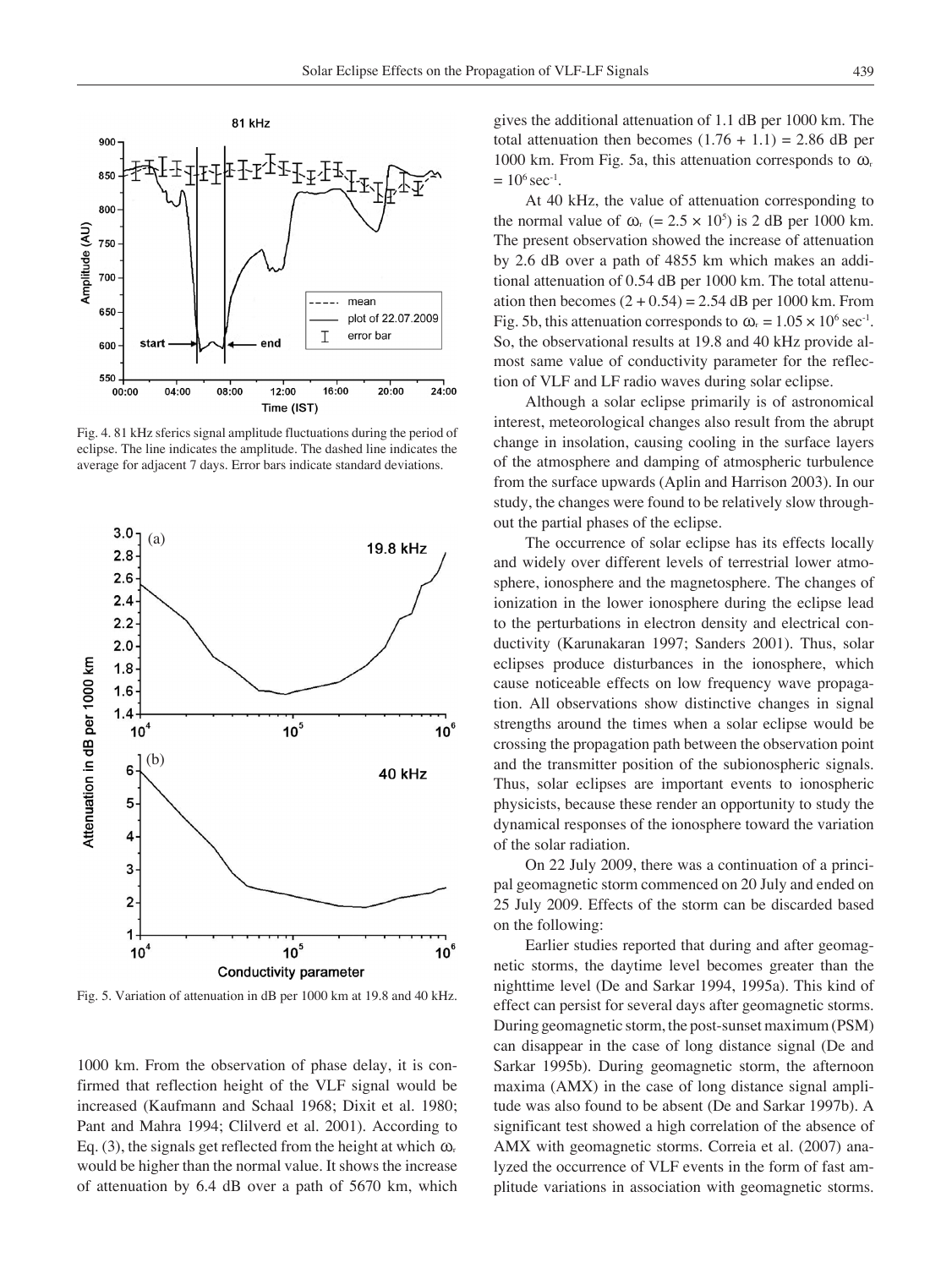Fig. 4. 81 kHz sferics signal amplitude fluctuations during the period of eclipse. The line indicates the amplitude. The dashed line indicates the average for adjacent 7 days. Error bars indicate standard deviations.

Fig. 5. Variation of attenuation in dB per 1000 km at 19.8 and 40 kHz.

1000 km. From the observation of phase delay, it is confirmed that reflection height of the VLF signal would be increased (Kaufmann and Schaal 1968; Dixit et al. 1980; Pant and Mahra 1994; Clilverd et al. 2001). According to Eq. (3), the signals get reflected from the height at which $\omega_r$ would be higher than the normal value. It shows the increase of attenuation by 6.4 dB over a path of 5670 km, which gives the additional attenuation of 1.1 dB per 1000 km. The total attenuation then becomes $(1.76 + 1.1) = 2.86$ dB per 1000 km. From Fig. 5a, this attenuation corresponds to $\omega_r = 10^6 \text{ sec}^{-1}$.

At 40 kHz, the value of attenuation corresponding to the normal value of $\omega_r$ ($= 2.5 \times 10^5$) is 2 dB per 1000 km. The present observation showed the increase of attenuation by 2.6 dB over a path of 4855 km which makes an additional attenuation of 0.54 dB per 1000 km. The total attenuation then becomes $(2 + 0.54) = 2.54$ dB per 1000 km. From Fig. 5b, this attenuation corresponds to $\omega_r = 1.05 \times 10^6 \text{ sec}^{-1}$. So, the observational results at 19.8 and 40 kHz provide almost same value of conductivity parameter for the reflection of VLF and LF radio waves during solar eclipse.

Although a solar eclipse primarily is of astronomical interest, meteorological changes also result from the abrupt change in insolation, causing cooling in the surface layers of the atmosphere and damping of atmospheric turbulence from the surface upwards (Aplin and Harrison 2003). In our study, the changes were found to be relatively slow throughout the partial phases of the eclipse.

The occurrence of solar eclipse has its effects locally and widely over different levels of terrestrial lower atmosphere, ionosphere and the magnetosphere. The changes of ionization in the lower ionosphere during the eclipse lead to the perturbations in electron density and electrical conductivity (Karunakaran 1997; Sanders 2001). Thus, solar eclipses produce disturbances in the ionosphere, which cause noticeable effects on low frequency wave propagation. All observations show distinctive changes in signal strengths around the times when a solar eclipse would be crossing the propagation path between the observation point and the transmitter position of the subionospheric signals. Thus, solar eclipses are important events to ionospheric physicists, because these render an opportunity to study the dynamical responses of the ionosphere toward the variation of the solar radiation.

On 22 July 2009, there was a continuation of a principal geomagnetic storm commenced on 20 July and ended on 25 July 2009. Effects of the storm can be discarded based on the following:

Earlier studies reported that during and after geomagnetic storms, the daytime level becomes greater than the nighttime level (De and Sarkar 1994, 1995a). This kind of effect can persist for several days after geomagnetic storms. During geomagnetic storm, the post-sunset maximum (PSM) can disappear in the case of long distance signal (De and Sarkar 1995b). During geomagnetic storm, the afternoon maxima (AMX) in the case of long distance signal amplitude was also found to be absent (De and Sarkar 1997b). A significant test showed a high correlation of the absence of AMX with geomagnetic storms. Correia et al. (2007) analyzed the occurrence of VLF events in the form of fast amplitude variations in association with geomagnetic storms.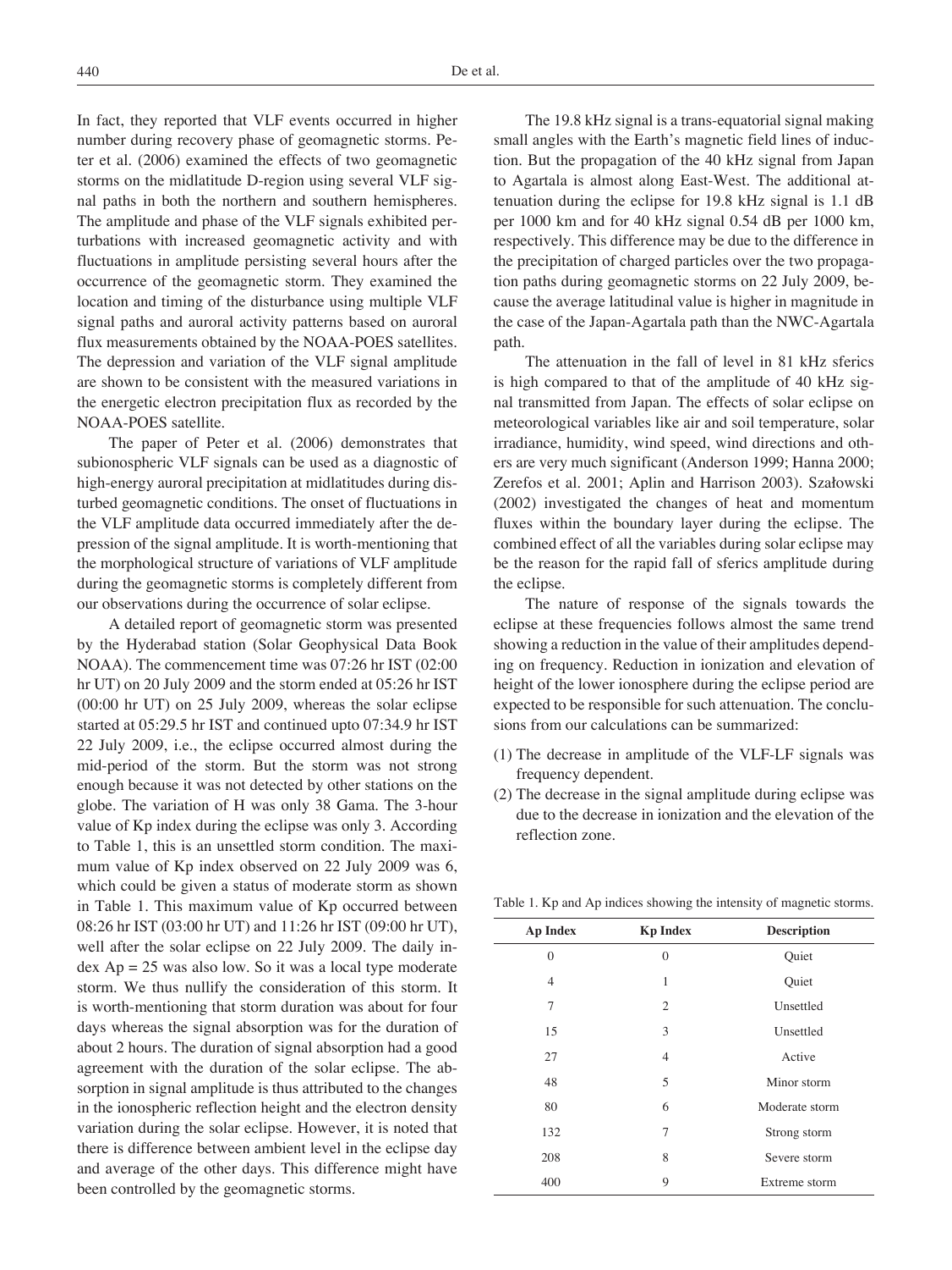In fact, they reported that VLF events occurred in higher number during recovery phase of geomagnetic storms. Peter et al. (2006) examined the effects of two geomagnetic storms on the midlatitude D-region using several VLF signal paths in both the northern and southern hemispheres. The amplitude and phase of the VLF signals exhibited perturbations with increased geomagnetic activity and with fluctuations in amplitude persisting several hours after the occurrence of the geomagnetic storm. They examined the location and timing of the disturbance using multiple VLF signal paths and auroral activity patterns based on auroral flux measurements obtained by the NOAA-POES satellites. The depression and variation of the VLF signal amplitude are shown to be consistent with the measured variations in the energetic electron precipitation flux as recorded by the NOAA-POES satellite.

The paper of Peter et al. (2006) demonstrates that subionospheric VLF signals can be used as a diagnostic of high-energy auroral precipitation at midlatitudes during disturbed geomagnetic conditions. The onset of fluctuations in the VLF amplitude data occurred immediately after the depression of the signal amplitude. It is worth-mentioning that the morphological structure of variations of VLF amplitude during the geomagnetic storms is completely different from our observations during the occurrence of solar eclipse.

A detailed report of geomagnetic storm was presented by the Hyderabad station (Solar Geophysical Data Book NOAA). The commencement time was 07:26 hr IST (02:00 hr UT) on 20 July 2009 and the storm ended at 05:26 hr IST (00:00 hr UT) on 25 July 2009, whereas the solar eclipse started at 05:29.5 hr IST and continued upto 07:34.9 hr IST 22 July 2009, i.e., the eclipse occurred almost during the mid-period of the storm. But the storm was not strong enough because it was not detected by other stations on the globe. The variation of H was only 38 Gama. The 3-hour value of Kp index during the eclipse was only 3. According to Table 1, this is an unsettled storm condition. The maximum value of Kp index observed on 22 July 2009 was 6, which could be given a status of moderate storm as shown in Table 1. This maximum value of Kp occurred between 08:26 hr IST (03:00 hr UT) and 11:26 hr IST (09:00 hr UT), well after the solar eclipse on 22 July 2009. The daily index Ap = 25 was also low. So it was a local type moderate storm. We thus nullify the consideration of this storm. It is worth-mentioning that storm duration was about for four days whereas the signal absorption was for the duration of about 2 hours. The duration of signal absorption had a good agreement with the duration of the solar eclipse. The absorption in signal amplitude is thus attributed to the changes in the ionospheric reflection height and the electron density variation during the solar eclipse. However, it is noted that there is difference between ambient level in the eclipse day and average of the other days. This difference might have been controlled by the geomagnetic storms.

The 19.8 kHz signal is a trans-equatorial signal making small angles with the Earth's magnetic field lines of induction. But the propagation of the 40 kHz signal from Japan to Agartala is almost along East-West. The additional attenuation during the eclipse for 19.8 kHz signal is 1.1 dB per 1000 km and for 40 kHz signal 0.54 dB per 1000 km, respectively. This difference may be due to the difference in the precipitation of charged particles over the two propagation paths during geomagnetic storms on 22 July 2009, because the average latitudinal value is higher in magnitude in the case of the Japan-Agartala path than the NWC-Agartala path.

The attenuation in the fall of level in 81 kHz sferics is high compared to that of the amplitude of 40 kHz signal transmitted from Japan. The effects of solar eclipse on meteorological variables like air and soil temperature, solar irradiance, humidity, wind speed, wind directions and others are very much significant (Anderson 1999; Hanna 2000; Zerefos et al. 2001; Aplin and Harrison 2003). Szałowski (2002) investigated the changes of heat and momentum fluxes within the boundary layer during the eclipse. The combined effect of all the variables during solar eclipse may be the reason for the rapid fall of sferics amplitude during the eclipse.

The nature of response of the signals towards the eclipse at these frequencies follows almost the same trend showing a reduction in the value of their amplitudes depending on frequency. Reduction in ionization and elevation of height of the lower ionosphere during the eclipse period are expected to be responsible for such attenuation. The conclusions from our calculations can be summarized:

(1) The decrease in amplitude of the VLF-LF signals was frequency dependent.
(2) The decrease in the signal amplitude during eclipse was due to the decrease in ionization and the elevation of the reflection zone.

Table 1. Kp and Ap indices showing the intensity of magnetic storms.

| Ap Index | Kp Index | Description |
|---|---|---|
| 0 | 0 | Quiet |
| 4 | 1 | Quiet |
| 7 | 2 | Unsettled |
| 15 | 3 | Unsettled |
| 27 | 4 | Active |
| 48 | 5 | Minor storm |
| 80 | 6 | Moderate storm |
| 132 | 7 | Strong storm |
| 208 | 8 | Severe storm |
| 400 | 9 | Extreme storm |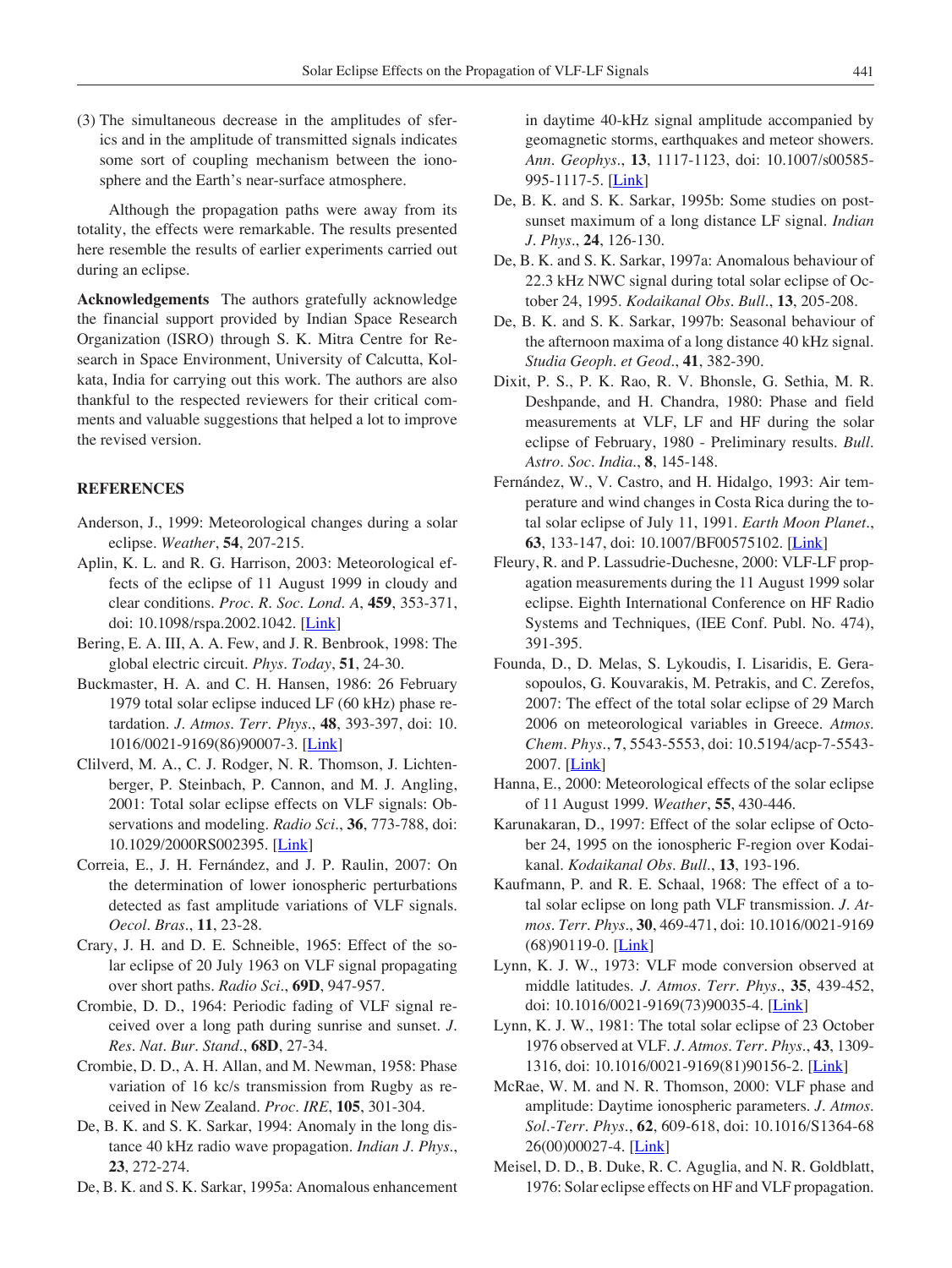(3) The simultaneous decrease in the amplitudes of sferics and in the amplitude of transmitted signals indicates some sort of coupling mechanism between the ionosphere and the Earth's near-surface atmosphere.

Although the propagation paths were away from its totality, the effects were remarkable. The results presented here resemble the results of earlier experiments carried out during an eclipse.

**Acknowledgements** The authors gratefully acknowledge the financial support provided by Indian Space Research Organization (ISRO) through S. K. Mitra Centre for Research in Space Environment, University of Calcutta, Kolkata, India for carrying out this work. The authors are also thankful to the respected reviewers for their critical comments and valuable suggestions that helped a lot to improve the revised version.

## REFERENCES

Anderson, J., 1999: Meteorological changes during a solar eclipse. *Weather*, **54**, 207-215.

Aplin, K. L. and R. G. Harrison, 2003: Meteorological effects of the eclipse of 11 August 1999 in cloudy and clear conditions. *Proc. R. Soc. Lond. A*, **459**, 353-371, doi: 10.1098/rspa.2002.1042. [Link]

Bering, E. A. III, A. A. Few, and J. R. Benbrook, 1998: The global electric circuit. *Phys. Today*, **51**, 24-30.

Buckmaster, H. A. and C. H. Hansen, 1986: 26 February 1979 total solar eclipse induced LF (60 kHz) phase retardation. *J. Atmos. Terr. Phys.*, **48**, 393-397, doi: 10.1016/0021-9169(86)90007-3. [Link]

Clilverd, M. A., C. J. Rodger, N. R. Thomson, J. Lichtenberger, P. Steinbach, P. Cannon, and M. J. Angling, 2001: Total solar eclipse effects on VLF signals: Observations and modeling. *Radio Sci.*, **36**, 773-788, doi: 10.1029/2000RS002395. [Link]

Correia, E., J. H. Fernández, and J. P. Raulin, 2007: On the determination of lower ionospheric perturbations detected as fast amplitude variations of VLF signals. *Oecol. Bras.*, **11**, 23-28.

Crary, J. H. and D. E. Schneible, 1965: Effect of the solar eclipse of 20 July 1963 on VLF signal propagating over short paths. *Radio Sci.*, **69D**, 947-957.

Crombie, D. D., 1964: Periodic fading of VLF signal received over a long path during sunrise and sunset. *J. Res. Nat. Bur. Stand.*, **68D**, 27-34.

Crombie, D. D., A. H. Allan, and M. Newman, 1958: Phase variation of 16 kc/s transmission from Rugby as received in New Zealand. *Proc. IRE*, **105**, 301-304.

De, B. K. and S. K. Sarkar, 1994: Anomaly in the long distance 40 kHz radio wave propagation. *Indian J. Phys.*, **23**, 272-274.

De, B. K. and S. K. Sarkar, 1995a: Anomalous enhancement in daytime 40-kHz signal amplitude accompanied by geomagnetic storms, earthquakes and meteor showers. *Ann. Geophys.*, **13**, 1117-1123, doi: 10.1007/s00585-995-1117-5. [Link]

De, B. K. and S. K. Sarkar, 1995b: Some studies on post-sunset maximum of a long distance LF signal. *Indian J. Phys.*, **24**, 126-130.

De, B. K. and S. K. Sarkar, 1997a: Anomalous behaviour of 22.3 kHz NWC signal during total solar eclipse of October 24, 1995. *Kodaikanal Obs. Bull.*, **13**, 205-208.

De, B. K. and S. K. Sarkar, 1997b: Seasonal behaviour of the afternoon maxima of a long distance 40 kHz signal. *Studia Geoph. et Geod.*, **41**, 382-390.

Dixit, P. S., P. K. Rao, R. V. Bhonsle, G. Sethia, M. R. Deshpande, and H. Chandra, 1980: Phase and field measurements at VLF, LF and HF during the solar eclipse of February, 1980 - Preliminary results. *Bull. Astro. Soc. India.*, **8**, 145-148.

Fernández, W., V. Castro, and H. Hidalgo, 1993: Air temperature and wind changes in Costa Rica during the total solar eclipse of July 11, 1991. *Earth Moon Planet.*, **63**, 133-147, doi: 10.1007/BF00575102. [Link]

Fleury, R. and P. Lassudrie-Duchesne, 2000: VLF-LF propagation measurements during the 11 August 1999 solar eclipse. Eighth International Conference on HF Radio Systems and Techniques, (IEE Conf. Publ. No. 474), 391-395.

Founda, D., D. Melas, S. Lykoudis, I. Lisaridis, E. Gerasopoulos, G. Kouvarakis, M. Petrakis, and C. Zerefos, 2007: The effect of the total solar eclipse of 29 March 2006 on meteorological variables in Greece. *Atmos. Chem. Phys.*, **7**, 5543-5553, doi: 10.5194/acp-7-5543-2007. [Link]

Hanna, E., 2000: Meteorological effects of the solar eclipse of 11 August 1999. *Weather*, **55**, 430-446.

Karunakaran, D., 1997: Effect of the solar eclipse of October 24, 1995 on the ionospheric F-region over Kodaikanal. *Kodaikanal Obs. Bull.*, **13**, 193-196.

Kaufmann, P. and R. E. Schaal, 1968: The effect of a total solar eclipse on long path VLF transmission. *J. Atmos. Terr. Phys.*, **30**, 469-471, doi: 10.1016/0021-9169(68)90119-0. [Link]

Lynn, K. J. W., 1973: VLF mode conversion observed at middle latitudes. *J. Atmos. Terr. Phys.*, **35**, 439-452, doi: 10.1016/0021-9169(73)90035-4. [Link]

Lynn, K. J. W., 1981: The total solar eclipse of 23 October 1976 observed at VLF. *J. Atmos. Terr. Phys.*, **43**, 1309-1316, doi: 10.1016/0021-9169(81)90156-2. [Link]

McRae, W. M. and N. R. Thomson, 2000: VLF phase and amplitude: Daytime ionospheric parameters. *J. Atmos. Sol.-Terr. Phys.*, **62**, 609-618, doi: 10.1016/S1364-6826(00)00027-4. [Link]

Meisel, D. D., B. Duke, R. C. Aguglia, and N. R. Goldblatt, 1976: Solar eclipse effects on HF and VLF propagation.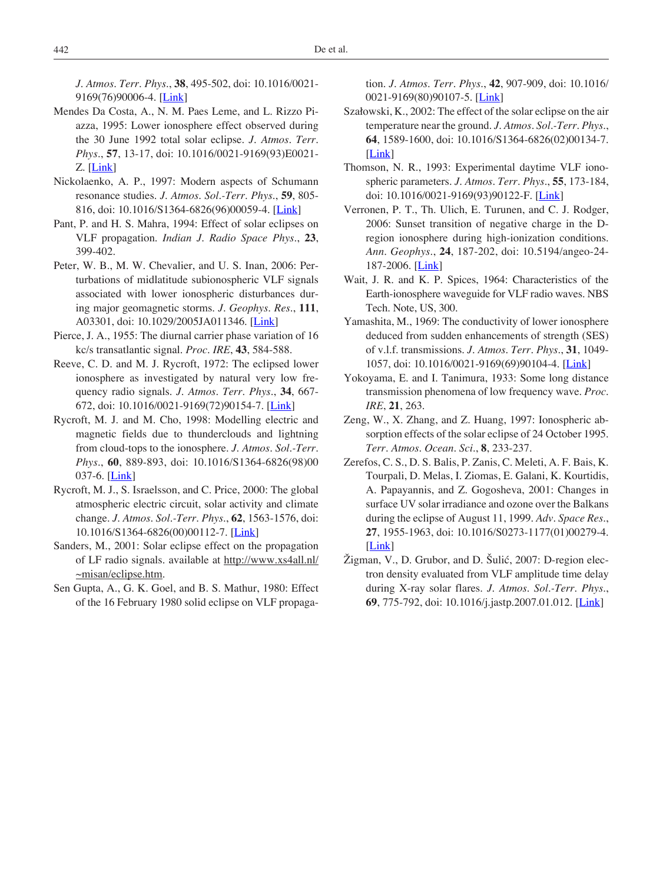*J. Atmos. Terr. Phys.*, **38**, 495-502, doi: 10.1016/0021-9169(76)90006-4. [Link]

Mendes Da Costa, A., N. M. Paes Leme, and L. Rizzo Piazza, 1995: Lower ionosphere effect observed during the 30 June 1992 total solar eclipse. *J. Atmos. Terr. Phys.*, **57**, 13-17, doi: 10.1016/0021-9169(93)E0021-Z. [Link]

Nickolaenko, A. P., 1997: Modern aspects of Schumann resonance studies. *J. Atmos. Sol.-Terr. Phys.*, **59**, 805-816, doi: 10.1016/S1364-6826(96)00059-4. [Link]

Pant, P. and H. S. Mahra, 1994: Effect of solar eclipses on VLF propagation. *Indian J. Radio Space Phys.*, **23**, 399-402.

Peter, W. B., M. W. Chevalier, and U. S. Inan, 2006: Perturbations of midlatitude subionospheric VLF signals associated with lower ionospheric disturbances during major geomagnetic storms. *J. Geophys. Res.*, **111**, A03301, doi: 10.1029/2005JA011346. [Link]

Pierce, J. A., 1955: The diurnal carrier phase variation of 16 kc/s transatlantic signal. *Proc. IRE*, **43**, 584-588.

Reeve, C. D. and M. J. Rycroft, 1972: The eclipsed lower ionosphere as investigated by natural very low frequency radio signals. *J. Atmos. Terr. Phys.*, **34**, 667-672, doi: 10.1016/0021-9169(72)90154-7. [Link]

Rycroft, M. J. and M. Cho, 1998: Modelling electric and magnetic fields due to thunderclouds and lightning from cloud-tops to the ionosphere. *J. Atmos. Sol.-Terr. Phys.*, **60**, 889-893, doi: 10.1016/S1364-6826(98)00037-6. [Link]

Rycroft, M. J., S. Israelsson, and C. Price, 2000: The global atmospheric electric circuit, solar activity and climate change. *J. Atmos. Sol.-Terr. Phys.*, **62**, 1563-1576, doi: 10.1016/S1364-6826(00)00112-7. [Link]

Sanders, M., 2001: Solar eclipse effect on the propagation of LF radio signals. available at http://www.xs4all.nl/~misan/eclipse.htm.

Sen Gupta, A., G. K. Goel, and B. S. Mathur, 1980: Effect of the 16 February 1980 solid eclipse on VLF propagation. *J. Atmos. Terr. Phys.*, **42**, 907-909, doi: 10.1016/0021-9169(80)90107-5. [Link]

Szałowski, K., 2002: The effect of the solar eclipse on the air temperature near the ground. *J. Atmos. Sol.-Terr. Phys.*, **64**, 1589-1600, doi: 10.1016/S1364-6826(02)00134-7. [Link]

Thomson, N. R., 1993: Experimental daytime VLF ionospheric parameters. *J. Atmos. Terr. Phys.*, **55**, 173-184, doi: 10.1016/0021-9169(93)90122-F. [Link]

Verronen, P. T., Th. Ulich, E. Turunen, and C. J. Rodger, 2006: Sunset transition of negative charge in the D-region ionosphere during high-ionization conditions. *Ann. Geophys.*, **24**, 187-202, doi: 10.5194/angeo-24-187-2006. [Link]

Wait, J. R. and K. P. Spices, 1964: Characteristics of the Earth-ionosphere waveguide for VLF radio waves. NBS Tech. Note, US, 300.

Yamashita, M., 1969: The conductivity of lower ionosphere deduced from sudden enhancements of strength (SES) of v.l.f. transmissions. *J. Atmos. Terr. Phys.*, **31**, 1049-1057, doi: 10.1016/0021-9169(69)90104-4. [Link]

Yokoyama, E. and I. Tanimura, 1933: Some long distance transmission phenomena of low frequency wave. *Proc. IRE*, **21**, 263.

Zeng, W., X. Zhang, and Z. Huang, 1997: Ionospheric absorption effects of the solar eclipse of 24 October 1995. *Terr. Atmos. Ocean. Sci.*, **8**, 233-237.

Zerefos, C. S., D. S. Balis, P. Zanis, C. Meleti, A. F. Bais, K. Tourpali, D. Melas, I. Ziomas, E. Galani, K. Kourtidis, A. Papayannis, and Z. Gogosheva, 2001: Changes in surface UV solar irradiance and ozone over the Balkans during the eclipse of August 11, 1999. *Adv. Space Res.*, **27**, 1955-1963, doi: 10.1016/S0273-1177(01)00279-4. [Link]

Žigman, V., D. Grubor, and D. Šulić, 2007: D-region electron density evaluated from VLF amplitude time delay during X-ray solar flares. *J. Atmos. Sol.-Terr. Phys.*, **69**, 775-792, doi: 10.1016/j.jastp.2007.01.012. [Link]